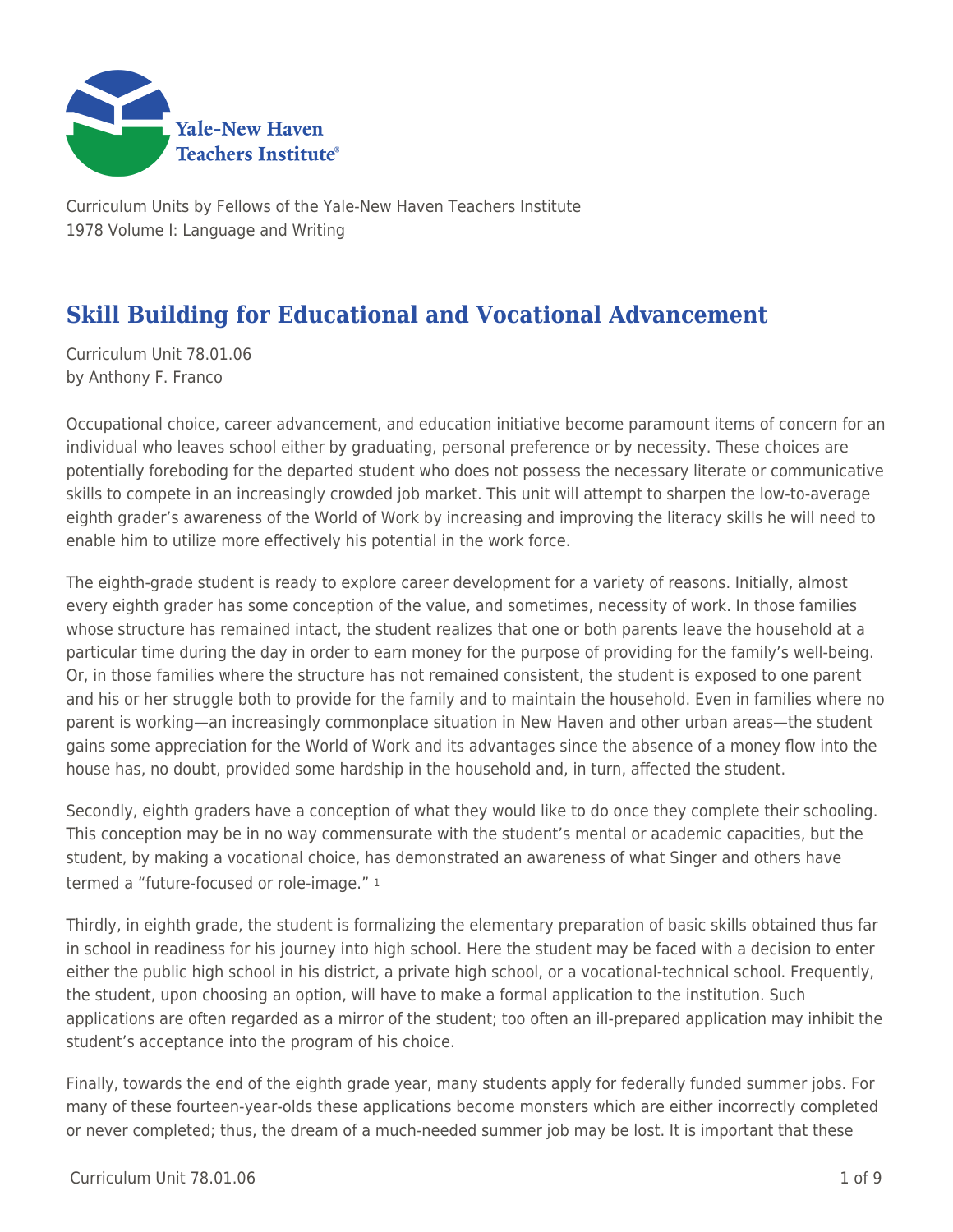Yale-New Haven Teachers Institute

Curriculum Units by Fellows of the Yale-New Haven Teachers Institute
1978 Volume I: Language and Writing

# Skill Building for Educational and Vocational Advancement

Curriculum Unit 78.01.06
by Anthony F. Franco

Occupational choice, career advancement, and education initiative become paramount items of concern for an individual who leaves school either by graduating, personal preference or by necessity. These choices are potentially foreboding for the departed student who does not possess the necessary literate or communicative skills to compete in an increasingly crowded job market. This unit will attempt to sharpen the low-to-average eighth grader's awareness of the World of Work by increasing and improving the literacy skills he will need to enable him to utilize more effectively his potential in the work force.

The eighth-grade student is ready to explore career development for a variety of reasons. Initially, almost every eighth grader has some conception of the value, and sometimes, necessity of work. In those families whose structure has remained intact, the student realizes that one or both parents leave the household at a particular time during the day in order to earn money for the purpose of providing for the family's well-being. Or, in those families where the structure has not remained consistent, the student is exposed to one parent and his or her struggle both to provide for the family and to maintain the household. Even in families where no parent is working—an increasingly commonplace situation in New Haven and other urban areas—the student gains some appreciation for the World of Work and its advantages since the absence of a money flow into the house has, no doubt, provided some hardship in the household and, in turn, affected the student.

Secondly, eighth graders have a conception of what they would like to do once they complete their schooling. This conception may be in no way commensurate with the student's mental or academic capacities, but the student, by making a vocational choice, has demonstrated an awareness of what Singer and others have termed a "future-focused or role-image." [1]

Thirdly, in eighth grade, the student is formalizing the elementary preparation of basic skills obtained thus far in school in readiness for his journey into high school. Here the student may be faced with a decision to enter either the public high school in his district, a private high school, or a vocational-technical school. Frequently, the student, upon choosing an option, will have to make a formal application to the institution. Such applications are often regarded as a mirror of the student; too often an ill-prepared application may inhibit the student's acceptance into the program of his choice.

Finally, towards the end of the eighth grade year, many students apply for federally funded summer jobs. For many of these fourteen-year-olds these applications become monsters which are either incorrectly completed or never completed; thus, the dream of a much-needed summer job may be lost. It is important that these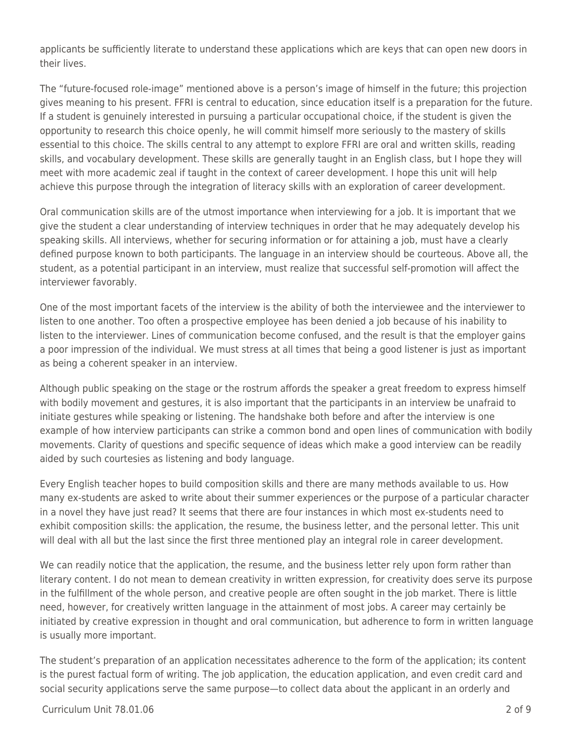applicants be sufficiently literate to understand these applications which are keys that can open new doors in their lives.

The "future-focused role-image" mentioned above is a person's image of himself in the future; this projection gives meaning to his present. FFRI is central to education, since education itself is a preparation for the future. If a student is genuinely interested in pursuing a particular occupational choice, if the student is given the opportunity to research this choice openly, he will commit himself more seriously to the mastery of skills essential to this choice. The skills central to any attempt to explore FFRI are oral and written skills, reading skills, and vocabulary development. These skills are generally taught in an English class, but I hope they will meet with more academic zeal if taught in the context of career development. I hope this unit will help achieve this purpose through the integration of literacy skills with an exploration of career development.

Oral communication skills are of the utmost importance when interviewing for a job. It is important that we give the student a clear understanding of interview techniques in order that he may adequately develop his speaking skills. All interviews, whether for securing information or for attaining a job, must have a clearly defined purpose known to both participants. The language in an interview should be courteous. Above all, the student, as a potential participant in an interview, must realize that successful self-promotion will affect the interviewer favorably.

One of the most important facets of the interview is the ability of both the interviewee and the interviewer to listen to one another. Too often a prospective employee has been denied a job because of his inability to listen to the interviewer. Lines of communication become confused, and the result is that the employer gains a poor impression of the individual. We must stress at all times that being a good listener is just as important as being a coherent speaker in an interview.

Although public speaking on the stage or the rostrum affords the speaker a great freedom to express himself with bodily movement and gestures, it is also important that the participants in an interview be unafraid to initiate gestures while speaking or listening. The handshake both before and after the interview is one example of how interview participants can strike a common bond and open lines of communication with bodily movements. Clarity of questions and specific sequence of ideas which make a good interview can be readily aided by such courtesies as listening and body language.

Every English teacher hopes to build composition skills and there are many methods available to us. How many ex-students are asked to write about their summer experiences or the purpose of a particular character in a novel they have just read? It seems that there are four instances in which most ex-students need to exhibit composition skills: the application, the resume, the business letter, and the personal letter. This unit will deal with all but the last since the first three mentioned play an integral role in career development.

We can readily notice that the application, the resume, and the business letter rely upon form rather than literary content. I do not mean to demean creativity in written expression, for creativity does serve its purpose in the fulfillment of the whole person, and creative people are often sought in the job market. There is little need, however, for creatively written language in the attainment of most jobs. A career may certainly be initiated by creative expression in thought and oral communication, but adherence to form in written language is usually more important.

The student's preparation of an application necessitates adherence to the form of the application; its content is the purest factual form of writing. The job application, the education application, and even credit card and social security applications serve the same purpose—to collect data about the applicant in an orderly and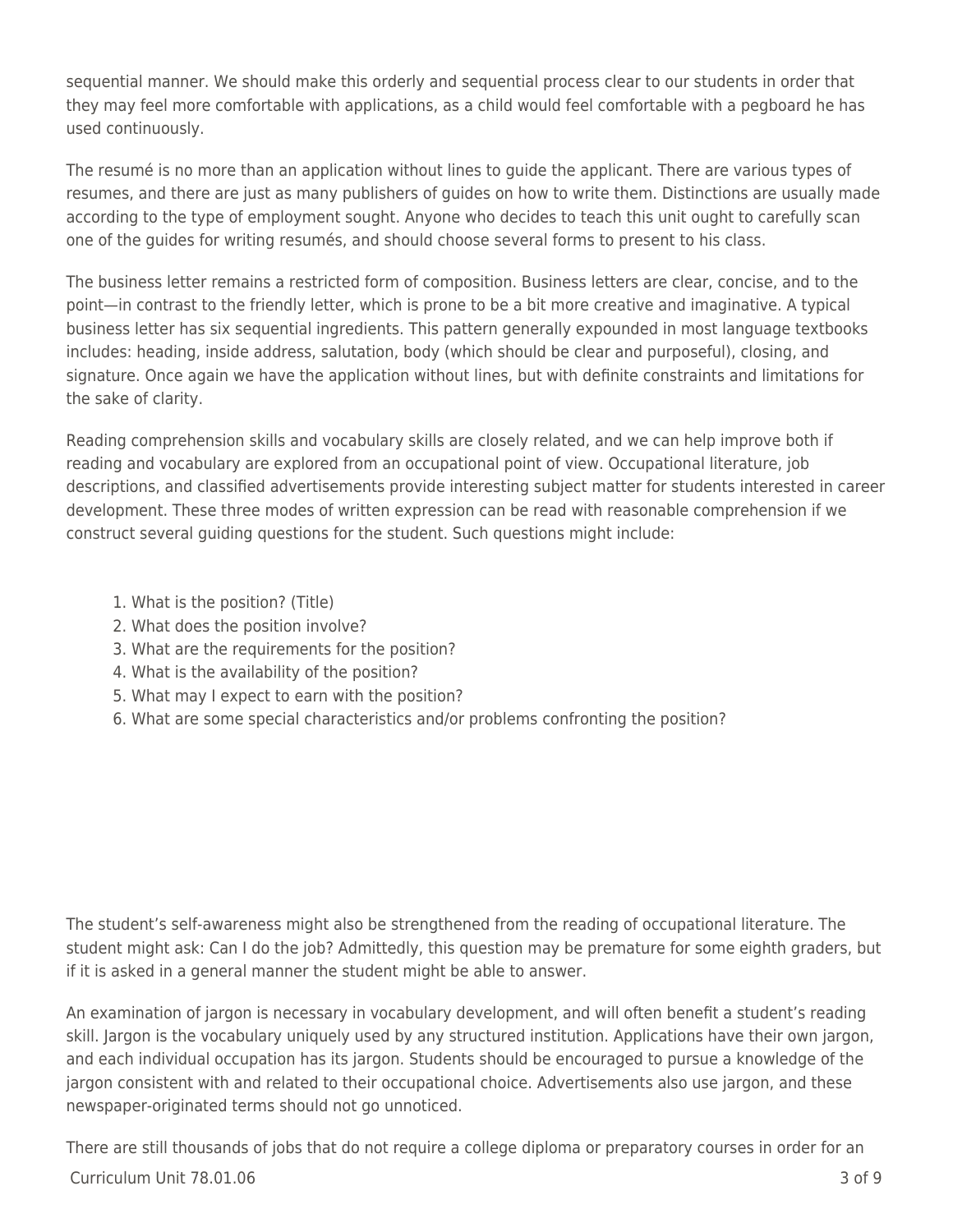sequential manner. We should make this orderly and sequential process clear to our students in order that they may feel more comfortable with applications, as a child would feel comfortable with a pegboard he has used continuously.

The resumé is no more than an application without lines to guide the applicant. There are various types of resumes, and there are just as many publishers of guides on how to write them. Distinctions are usually made according to the type of employment sought. Anyone who decides to teach this unit ought to carefully scan one of the guides for writing resumés, and should choose several forms to present to his class.

The business letter remains a restricted form of composition. Business letters are clear, concise, and to the point—in contrast to the friendly letter, which is prone to be a bit more creative and imaginative. A typical business letter has six sequential ingredients. This pattern generally expounded in most language textbooks includes: heading, inside address, salutation, body (which should be clear and purposeful), closing, and signature. Once again we have the application without lines, but with definite constraints and limitations for the sake of clarity.

Reading comprehension skills and vocabulary skills are closely related, and we can help improve both if reading and vocabulary are explored from an occupational point of view. Occupational literature, job descriptions, and classified advertisements provide interesting subject matter for students interested in career development. These three modes of written expression can be read with reasonable comprehension if we construct several guiding questions for the student. Such questions might include:

1. What is the position? (Title)
2. What does the position involve?
3. What are the requirements for the position?
4. What is the availability of the position?
5. What may I expect to earn with the position?
6. What are some special characteristics and/or problems confronting the position?

The student's self-awareness might also be strengthened from the reading of occupational literature. The student might ask: Can I do the job? Admittedly, this question may be premature for some eighth graders, but if it is asked in a general manner the student might be able to answer.

An examination of jargon is necessary in vocabulary development, and will often benefit a student's reading skill. Jargon is the vocabulary uniquely used by any structured institution. Applications have their own jargon, and each individual occupation has its jargon. Students should be encouraged to pursue a knowledge of the jargon consistent with and related to their occupational choice. Advertisements also use jargon, and these newspaper-originated terms should not go unnoticed.

There are still thousands of jobs that do not require a college diploma or preparatory courses in order for an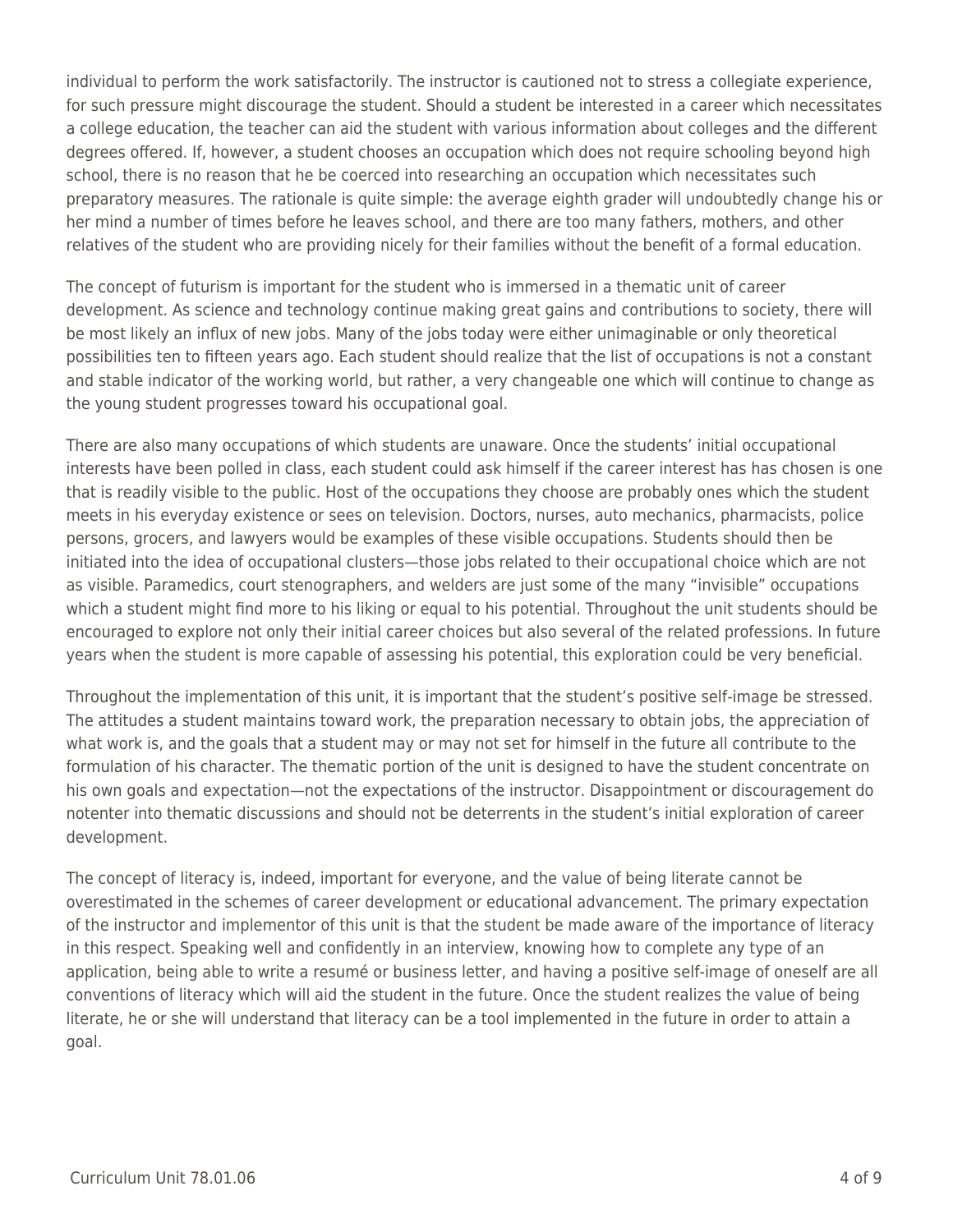individual to perform the work satisfactorily. The instructor is cautioned not to stress a collegiate experience, for such pressure might discourage the student. Should a student be interested in a career which necessitates a college education, the teacher can aid the student with various information about colleges and the different degrees offered. If, however, a student chooses an occupation which does not require schooling beyond high school, there is no reason that he be coerced into researching an occupation which necessitates such preparatory measures. The rationale is quite simple: the average eighth grader will undoubtedly change his or her mind a number of times before he leaves school, and there are too many fathers, mothers, and other relatives of the student who are providing nicely for their families without the benefit of a formal education.

The concept of futurism is important for the student who is immersed in a thematic unit of career development. As science and technology continue making great gains and contributions to society, there will be most likely an influx of new jobs. Many of the jobs today were either unimaginable or only theoretical possibilities ten to fifteen years ago. Each student should realize that the list of occupations is not a constant and stable indicator of the working world, but rather, a very changeable one which will continue to change as the young student progresses toward his occupational goal.

There are also many occupations of which students are unaware. Once the students' initial occupational interests have been polled in class, each student could ask himself if the career interest has has chosen is one that is readily visible to the public. Host of the occupations they choose are probably ones which the student meets in his everyday existence or sees on television. Doctors, nurses, auto mechanics, pharmacists, police persons, grocers, and lawyers would be examples of these visible occupations. Students should then be initiated into the idea of occupational clusters—those jobs related to their occupational choice which are not as visible. Paramedics, court stenographers, and welders are just some of the many "invisible" occupations which a student might find more to his liking or equal to his potential. Throughout the unit students should be encouraged to explore not only their initial career choices but also several of the related professions. In future years when the student is more capable of assessing his potential, this exploration could be very beneficial.

Throughout the implementation of this unit, it is important that the student's positive self-image be stressed. The attitudes a student maintains toward work, the preparation necessary to obtain jobs, the appreciation of what work is, and the goals that a student may or may not set for himself in the future all contribute to the formulation of his character. The thematic portion of the unit is designed to have the student concentrate on his own goals and expectation—not the expectations of the instructor. Disappointment or discouragement do notenter into thematic discussions and should not be deterrents in the student's initial exploration of career development.

The concept of literacy is, indeed, important for everyone, and the value of being literate cannot be overestimated in the schemes of career development or educational advancement. The primary expectation of the instructor and implementor of this unit is that the student be made aware of the importance of literacy in this respect. Speaking well and confidently in an interview, knowing how to complete any type of an application, being able to write a resumé or business letter, and having a positive self-image of oneself are all conventions of literacy which will aid the student in the future. Once the student realizes the value of being literate, he or she will understand that literacy can be a tool implemented in the future in order to attain a goal.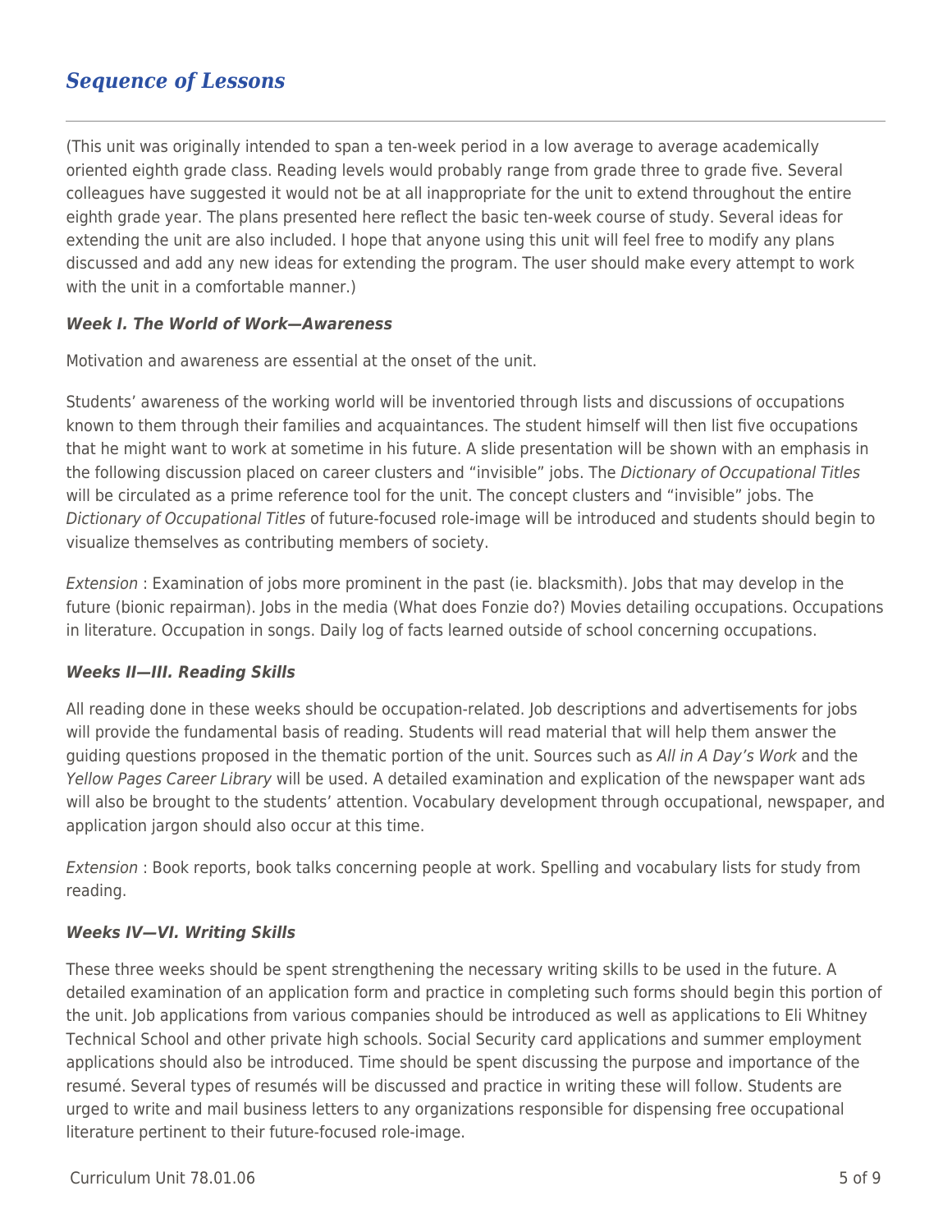## *Sequence of Lessons*

(This unit was originally intended to span a ten-week period in a low average to average academically oriented eighth grade class. Reading levels would probably range from grade three to grade five. Several colleagues have suggested it would not be at all inappropriate for the unit to extend throughout the entire eighth grade year. The plans presented here reflect the basic ten-week course of study. Several ideas for extending the unit are also included. I hope that anyone using this unit will feel free to modify any plans discussed and add any new ideas for extending the program. The user should make every attempt to work with the unit in a comfortable manner.)

***Week I. The World of Work—Awareness***

Motivation and awareness are essential at the onset of the unit.

Students' awareness of the working world will be inventoried through lists and discussions of occupations known to them through their families and acquaintances. The student himself will then list five occupations that he might want to work at sometime in his future. A slide presentation will be shown with an emphasis in the following discussion placed on career clusters and "invisible" jobs. The *Dictionary of Occupational Titles* will be circulated as a prime reference tool for the unit. The concept clusters and "invisible" jobs. The *Dictionary of Occupational Titles* of future-focused role-image will be introduced and students should begin to visualize themselves as contributing members of society.

*Extension* : Examination of jobs more prominent in the past (ie. blacksmith). Jobs that may develop in the future (bionic repairman). Jobs in the media (What does Fonzie do?) Movies detailing occupations. Occupations in literature. Occupation in songs. Daily log of facts learned outside of school concerning occupations.

***Weeks II—III. Reading Skills***

All reading done in these weeks should be occupation-related. Job descriptions and advertisements for jobs will provide the fundamental basis of reading. Students will read material that will help them answer the guiding questions proposed in the thematic portion of the unit. Sources such as *All in A Day's Work* and the *Yellow Pages Career Library* will be used. A detailed examination and explication of the newspaper want ads will also be brought to the students' attention. Vocabulary development through occupational, newspaper, and application jargon should also occur at this time.

*Extension* : Book reports, book talks concerning people at work. Spelling and vocabulary lists for study from reading.

***Weeks IV—VI. Writing Skills***

These three weeks should be spent strengthening the necessary writing skills to be used in the future. A detailed examination of an application form and practice in completing such forms should begin this portion of the unit. Job applications from various companies should be introduced as well as applications to Eli Whitney Technical School and other private high schools. Social Security card applications and summer employment applications should also be introduced. Time should be spent discussing the purpose and importance of the resumé. Several types of resumés will be discussed and practice in writing these will follow. Students are urged to write and mail business letters to any organizations responsible for dispensing free occupational literature pertinent to their future-focused role-image.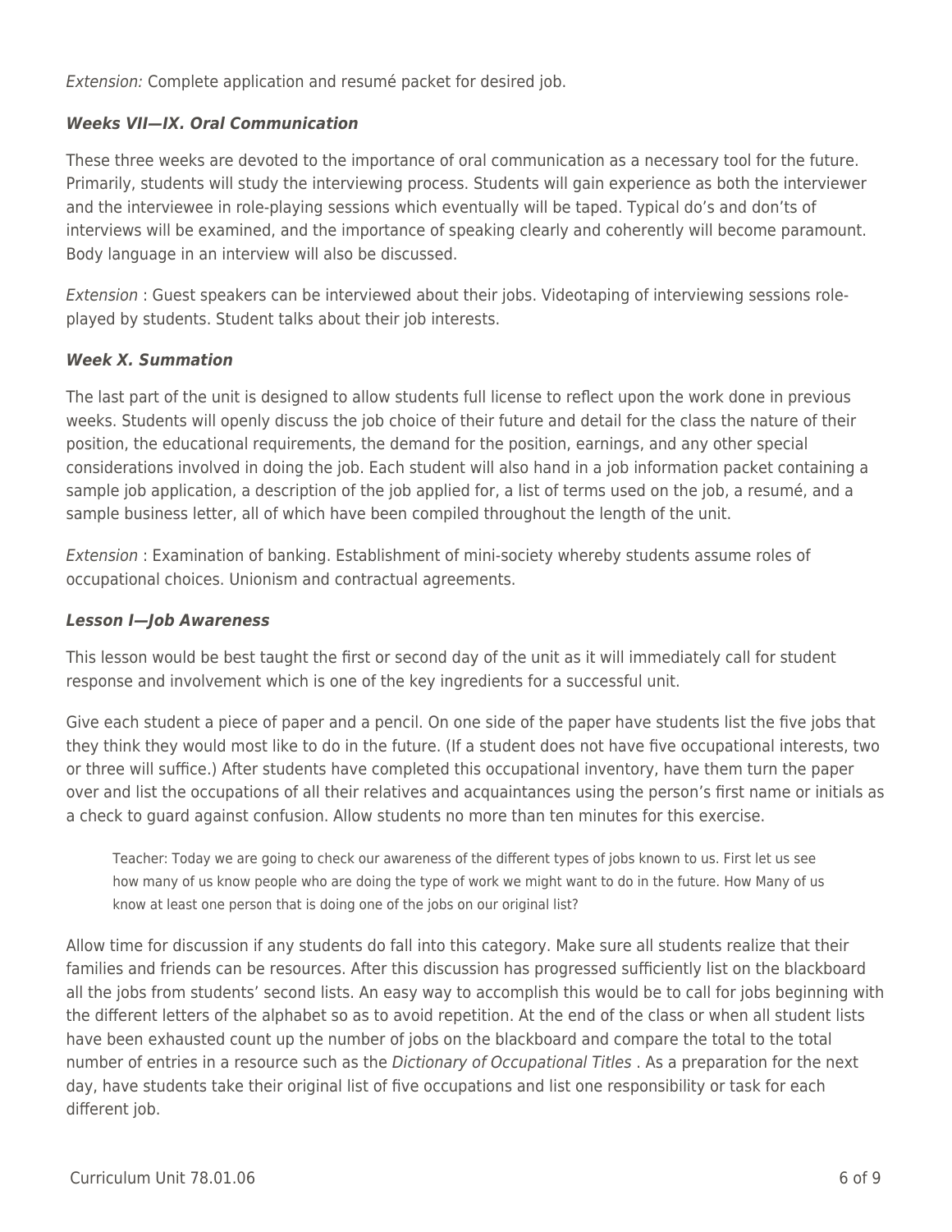*Extension:* Complete application and resumé packet for desired job.

### *Weeks VII—IX. Oral Communication*

These three weeks are devoted to the importance of oral communication as a necessary tool for the future. Primarily, students will study the interviewing process. Students will gain experience as both the interviewer and the interviewee in role-playing sessions which eventually will be taped. Typical do's and don'ts of interviews will be examined, and the importance of speaking clearly and coherently will become paramount. Body language in an interview will also be discussed.

*Extension* : Guest speakers can be interviewed about their jobs. Videotaping of interviewing sessions role-played by students. Student talks about their job interests.

### *Week X. Summation*

The last part of the unit is designed to allow students full license to reflect upon the work done in previous weeks. Students will openly discuss the job choice of their future and detail for the class the nature of their position, the educational requirements, the demand for the position, earnings, and any other special considerations involved in doing the job. Each student will also hand in a job information packet containing a sample job application, a description of the job applied for, a list of terms used on the job, a resumé, and a sample business letter, all of which have been compiled throughout the length of the unit.

*Extension* : Examination of banking. Establishment of mini-society whereby students assume roles of occupational choices. Unionism and contractual agreements.

### *Lesson I—Job Awareness*

This lesson would be best taught the first or second day of the unit as it will immediately call for student response and involvement which is one of the key ingredients for a successful unit.

Give each student a piece of paper and a pencil. On one side of the paper have students list the five jobs that they think they would most like to do in the future. (If a student does not have five occupational interests, two or three will suffice.) After students have completed this occupational inventory, have them turn the paper over and list the occupations of all their relatives and acquaintances using the person's first name or initials as a check to guard against confusion. Allow students no more than ten minutes for this exercise.

> Teacher: Today we are going to check our awareness of the different types of jobs known to us. First let us see how many of us know people who are doing the type of work we might want to do in the future. How Many of us know at least one person that is doing one of the jobs on our original list?

Allow time for discussion if any students do fall into this category. Make sure all students realize that their families and friends can be resources. After this discussion has progressed sufficiently list on the blackboard all the jobs from students' second lists. An easy way to accomplish this would be to call for jobs beginning with the different letters of the alphabet so as to avoid repetition. At the end of the class or when all student lists have been exhausted count up the number of jobs on the blackboard and compare the total to the total number of entries in a resource such as the *Dictionary of Occupational Titles* . As a preparation for the next day, have students take their original list of five occupations and list one responsibility or task for each different job.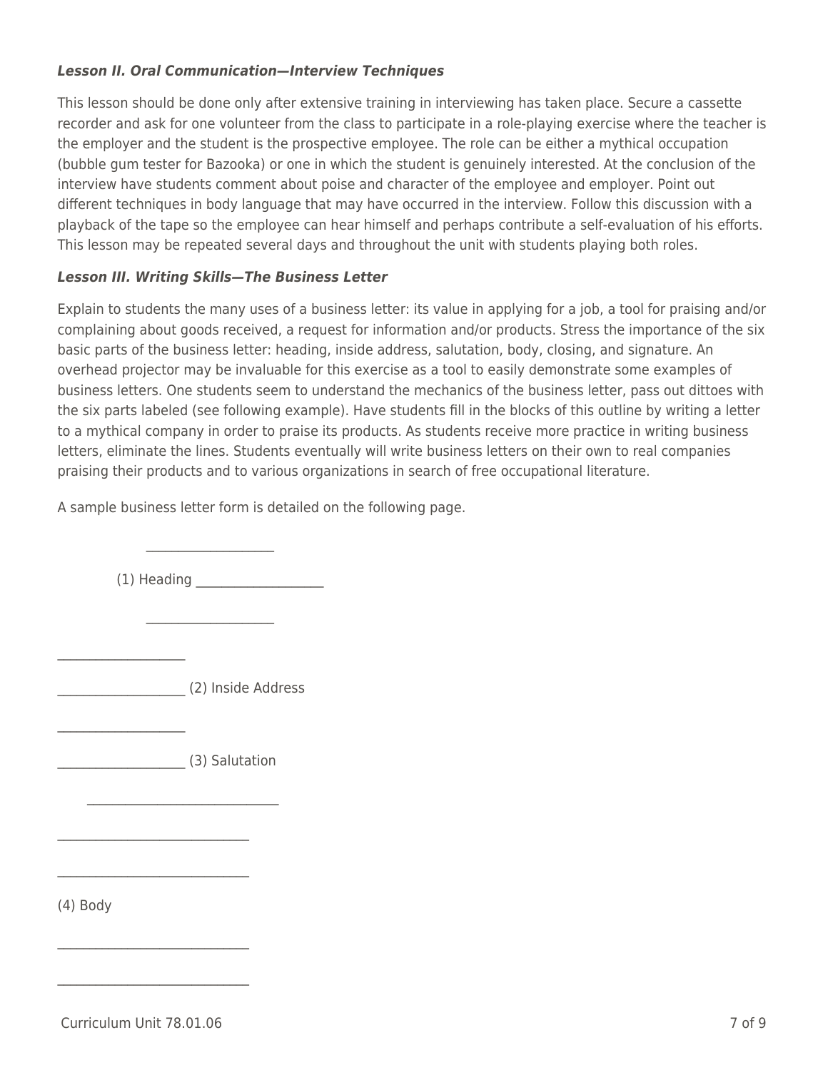***Lesson II. Oral Communication—Interview Techniques***

This lesson should be done only after extensive training in interviewing has taken place. Secure a cassette recorder and ask for one volunteer from the class to participate in a role-playing exercise where the teacher is the employer and the student is the prospective employee. The role can be either a mythical occupation (bubble gum tester for Bazooka) or one in which the student is genuinely interested. At the conclusion of the interview have students comment about poise and character of the employee and employer. Point out different techniques in body language that may have occurred in the interview. Follow this discussion with a playback of the tape so the employee can hear himself and perhaps contribute a self-evaluation of his efforts. This lesson may be repeated several days and throughout the unit with students playing both roles.

***Lesson III. Writing Skills—The Business Letter***

Explain to students the many uses of a business letter: its value in applying for a job, a tool for praising and/or complaining about goods received, a request for information and/or products. Stress the importance of the six basic parts of the business letter: heading, inside address, salutation, body, closing, and signature. An overhead projector may be invaluable for this exercise as a tool to easily demonstrate some examples of business letters. One students seem to understand the mechanics of the business letter, pass out dittoes with the six parts labeled (see following example). Have students fill in the blocks of this outline by writing a letter to a mythical company in order to praise its products. As students receive more practice in writing business letters, eliminate the lines. Students eventually will write business letters on their own to real companies praising their products and to various organizations in search of free occupational literature.

A sample business letter form is detailed on the following page.

```
            ___________________

        (1) Heading ___________________

            ___________________

___________________

___________________ (2) Inside Address

___________________

___________________ (3) Salutation

    ____________________________

____________________________

____________________________

(4) Body

____________________________

____________________________
```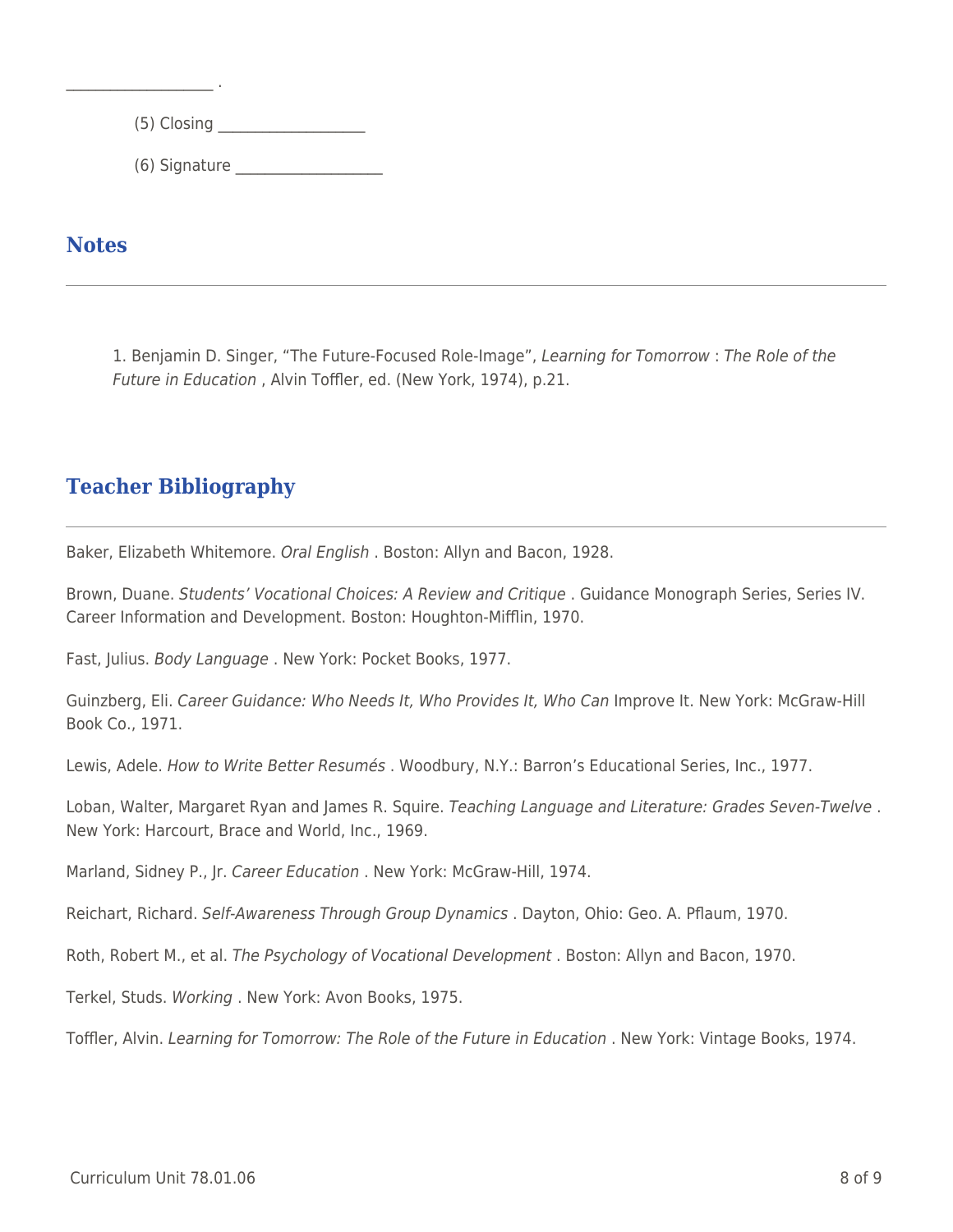__________________ .

(5) Closing __________________

(6) Signature __________________

## Notes

1. Benjamin D. Singer, "The Future-Focused Role-Image", *Learning for Tomorrow* : *The Role of the Future in Education* , Alvin Toffler, ed. (New York, 1974), p.21.

## Teacher Bibliography

Baker, Elizabeth Whitemore. *Oral English* . Boston: Allyn and Bacon, 1928.

Brown, Duane. *Students' Vocational Choices: A Review and Critique* . Guidance Monograph Series, Series IV. Career Information and Development. Boston: Houghton-Mifflin, 1970.

Fast, Julius. *Body Language* . New York: Pocket Books, 1977.

Guinzberg, Eli. *Career Guidance: Who Needs It, Who Provides It, Who Can* Improve It. New York: McGraw-Hill Book Co., 1971.

Lewis, Adele. *How to Write Better Resumés* . Woodbury, N.Y.: Barron's Educational Series, Inc., 1977.

Loban, Walter, Margaret Ryan and James R. Squire. *Teaching Language and Literature: Grades Seven-Twelve* . New York: Harcourt, Brace and World, Inc., 1969.

Marland, Sidney P., Jr. *Career Education* . New York: McGraw-Hill, 1974.

Reichart, Richard. *Self-Awareness Through Group Dynamics* . Dayton, Ohio: Geo. A. Pflaum, 1970.

Roth, Robert M., et al. *The Psychology of Vocational Development* . Boston: Allyn and Bacon, 1970.

Terkel, Studs. *Working* . New York: Avon Books, 1975.

Toffler, Alvin. *Learning for Tomorrow: The Role of the Future in Education* . New York: Vintage Books, 1974.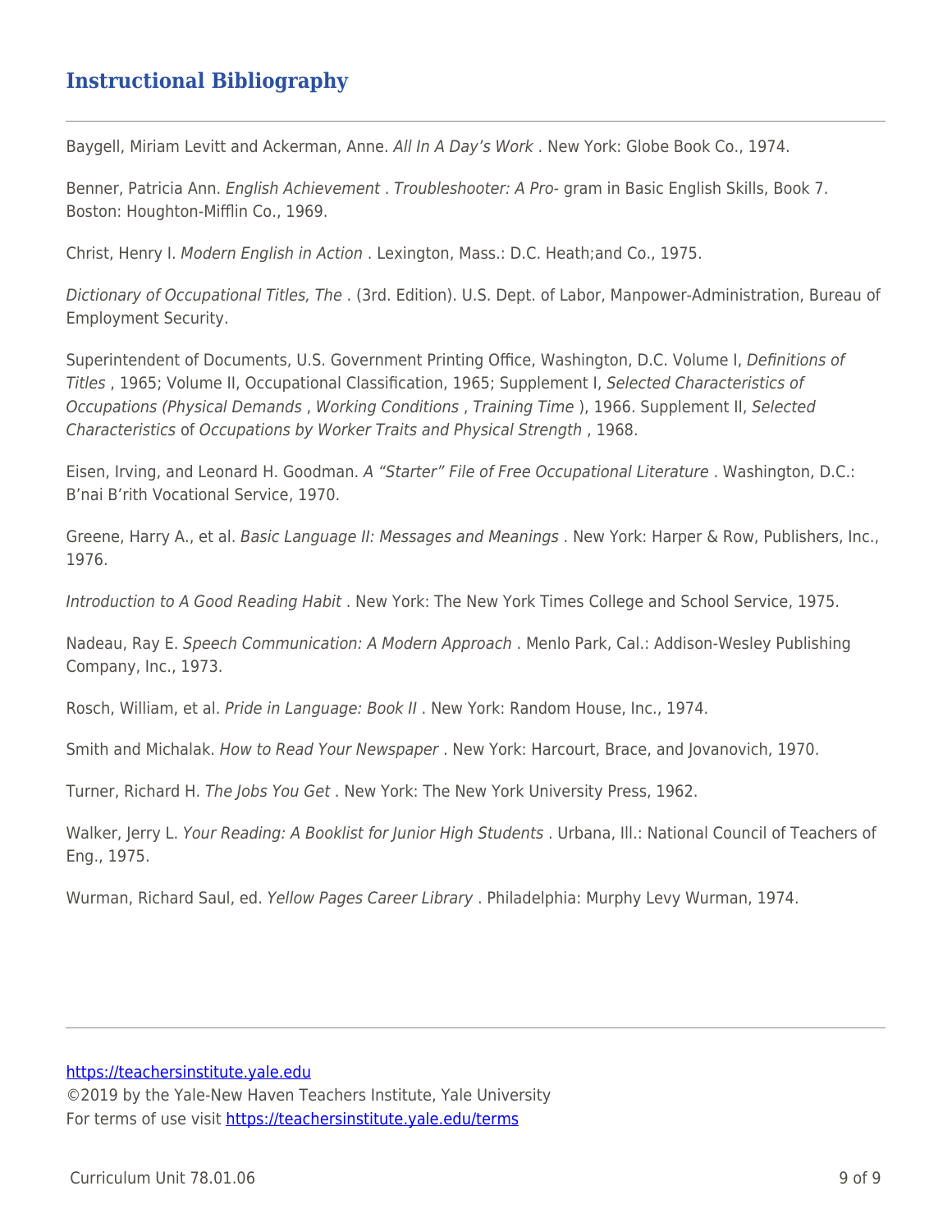## Instructional Bibliography

Baygell, Miriam Levitt and Ackerman, Anne. *All In A Day's Work* . New York: Globe Book Co., 1974.

Benner, Patricia Ann. *English Achievement* . *Troubleshooter: A Pro-* gram in Basic English Skills, Book 7. Boston: Houghton-Mifflin Co., 1969.

Christ, Henry I. *Modern English in Action* . Lexington, Mass.: D.C. Heath;and Co., 1975.

*Dictionary of Occupational Titles, The* . (3rd. Edition). U.S. Dept. of Labor, Manpower-Administration, Bureau of Employment Security.

Superintendent of Documents, U.S. Government Printing Office, Washington, D.C. Volume I, *Definitions of Titles* , 1965; Volume II, Occupational Classification, 1965; Supplement I, *Selected Characteristics of Occupations (Physical Demands* , *Working Conditions* , *Training Time* ), 1966. Supplement II, *Selected Characteristics* of *Occupations by Worker Traits and Physical Strength* , 1968.

Eisen, Irving, and Leonard H. Goodman. *A "Starter" File of Free Occupational Literature* . Washington, D.C.: B'nai B'rith Vocational Service, 1970.

Greene, Harry A., et al. *Basic Language II: Messages and Meanings* . New York: Harper & Row, Publishers, Inc., 1976.

*Introduction to A Good Reading Habit* . New York: The New York Times College and School Service, 1975.

Nadeau, Ray E. *Speech Communication: A Modern Approach* . Menlo Park, Cal.: Addison-Wesley Publishing Company, Inc., 1973.

Rosch, William, et al. *Pride in Language: Book II* . New York: Random House, Inc., 1974.

Smith and Michalak. *How to Read Your Newspaper* . New York: Harcourt, Brace, and Jovanovich, 1970.

Turner, Richard H. *The Jobs You Get* . New York: The New York University Press, 1962.

Walker, Jerry L. *Your Reading: A Booklist for Junior High Students* . Urbana, Ill.: National Council of Teachers of Eng., 1975.

Wurman, Richard Saul, ed. *Yellow Pages Career Library* . Philadelphia: Murphy Levy Wurman, 1974.

https://teachersinstitute.yale.edu
©2019 by the Yale-New Haven Teachers Institute, Yale University
For terms of use visit https://teachersinstitute.yale.edu/terms